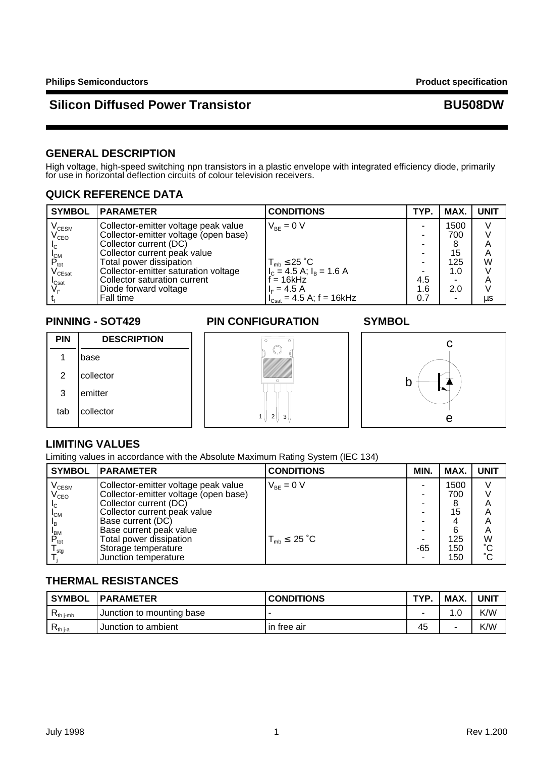Philips Semiconductors — Product specification

# Silicon Diffused Power Transistor — BU508DW

## GENERAL DESCRIPTION

High voltage, high-speed switching npn transistors in a plastic envelope with integrated efficiency diode, primarily for use in horizontal deflection circuits of colour television receivers.

## QUICK REFERENCE DATA

| SYMBOL | PARAMETER | CONDITIONS | TYP. | MAX. | UNIT |
|---|---|---|---|---|---|
| $V_{CESM}$ | Collector-emitter voltage peak value | $V_{BE} = 0$ V | - | 1500 | V |
| $V_{CEO}$ | Collector-emitter voltage (open base) | | - | 700 | V |
| $I_C$ | Collector current (DC) | | - | 8 | A |
| $I_{CM}$ | Collector current peak value | | - | 15 | A |
| $P_{tot}$ | Total power dissipation | $T_{mb} \leq 25$ ˚C | - | 125 | W |
| $V_{CEsat}$ | Collector-emitter saturation voltage | $I_C = 4.5$ A; $I_B = 1.6$ A | - | 1.0 | V |
| $I_{Csat}$ | Collector saturation current | f = 16kHz | 4.5 | - | A |
| $V_F$ | Diode forward voltage | $I_F = 4.5$ A | 1.6 | 2.0 | V |
| $t_f$ | Fall time | $I_{Csat} = 4.5$ A; f = 16kHz | 0.7 | - | µs |

## PINNING - SOT429

| PIN | DESCRIPTION |
|---|---|
| 1 | base |
| 2 | collector |
| 3 | emitter |
| tab | collector |

## PIN CONFIGURATION

## SYMBOL

## LIMITING VALUES

Limiting values in accordance with the Absolute Maximum Rating System (IEC 134)

| SYMBOL | PARAMETER | CONDITIONS | MIN. | MAX. | UNIT |
|---|---|---|---|---|---|
| $V_{CESM}$ | Collector-emitter voltage peak value | $V_{BE} = 0$ V | - | 1500 | V |
| $V_{CEO}$ | Collector-emitter voltage (open base) | | - | 700 | V |
| $I_C$ | Collector current (DC) | | - | 8 | A |
| $I_{CM}$ | Collector current peak value | | - | 15 | A |
| $I_B$ | Base current (DC) | | - | 4 | A |
| $I_{BM}$ | Base current peak value | | - | 6 | A |
| $P_{tot}$ | Total power dissipation | $T_{mb} \leq 25$ ˚C | - | 125 | W |
| $T_{stg}$ | Storage temperature | | -65 | 150 | ˚C |
| $T_j$ | Junction temperature | | - | 150 | ˚C |

## THERMAL RESISTANCES

| SYMBOL | PARAMETER | CONDITIONS | TYP. | MAX. | UNIT |
|---|---|---|---|---|---|
| $R_{th\ j\text{-}mb}$ | Junction to mounting base | - | - | 1.0 | K/W |
| $R_{th\ j\text{-}a}$ | Junction to ambient | in free air | 45 | - | K/W |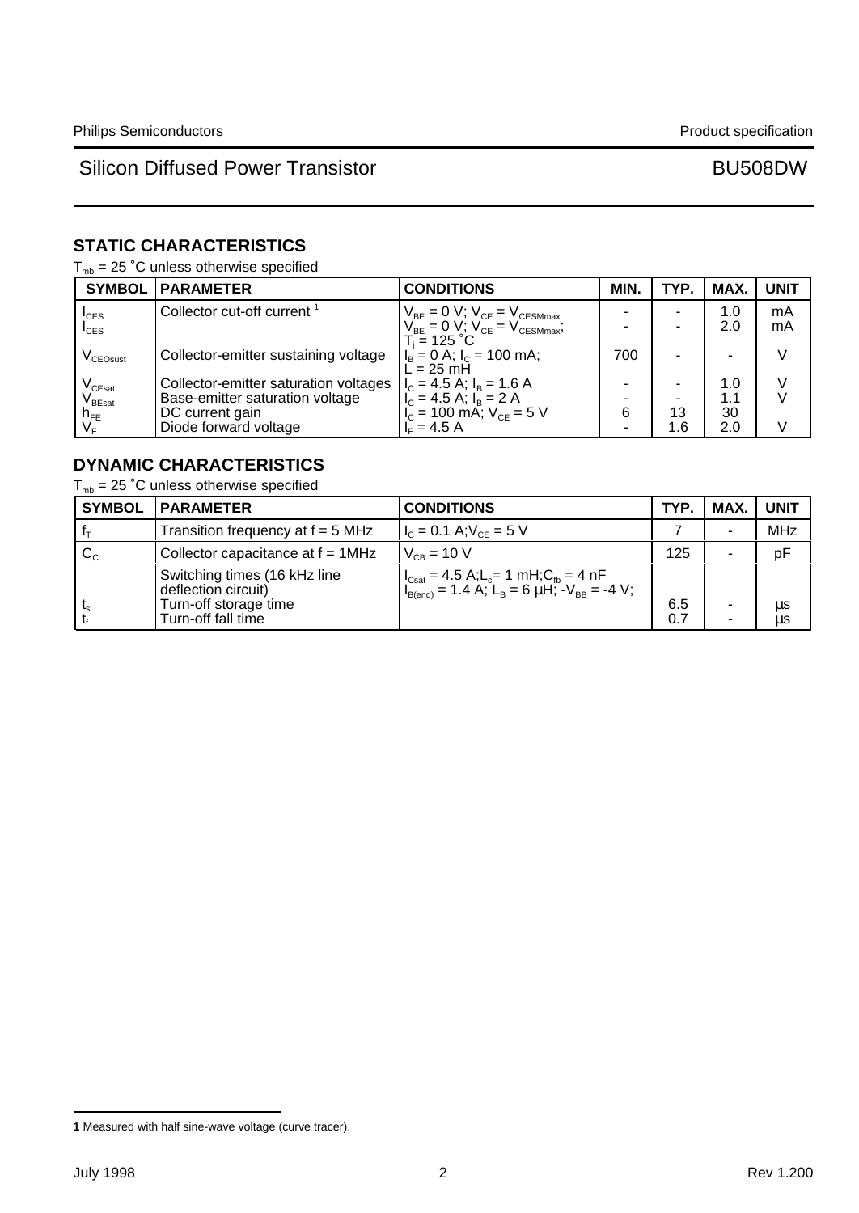## STATIC CHARACTERISTICS

$T_{mb}$ = 25 ˚C unless otherwise specified

| SYMBOL | PARAMETER | CONDITIONS | MIN. | TYP. | MAX. | UNIT |
|---|---|---|---|---|---|---|
| $I_{CES}$ | Collector cut-off current [1] | $V_{BE}$ = 0 V; $V_{CE}$ = $V_{CESMmax}$ | - | - | 1.0 | mA |
| $I_{CES}$ | | $V_{BE}$ = 0 V; $V_{CE}$ = $V_{CESMmax}$; $T_j$ = 125 ˚C | - | - | 2.0 | mA |
| $V_{CEOsust}$ | Collector-emitter sustaining voltage | $I_B$ = 0 A; $I_C$ = 100 mA; L = 25 mH | 700 | - | - | V |
| $V_{CEsat}$ | Collector-emitter saturation voltages | $I_C$ = 4.5 A; $I_B$ = 1.6 A | - | - | 1.0 | V |
| $V_{BEsat}$ | Base-emitter saturation voltage | $I_C$ = 4.5 A; $I_B$ = 2 A | - | - | 1.1 | V |
| $h_{FE}$ | DC current gain | $I_C$ = 100 mA; $V_{CE}$ = 5 V | 6 | 13 | 30 | |
| $V_F$ | Diode forward voltage | $I_F$ = 4.5 A | - | 1.6 | 2.0 | V |

## DYNAMIC CHARACTERISTICS

$T_{mb}$ = 25 ˚C unless otherwise specified

| SYMBOL | PARAMETER | CONDITIONS | TYP. | MAX. | UNIT |
|---|---|---|---|---|---|
| $f_T$ | Transition frequency at f = 5 MHz | $I_C$ = 0.1 A; $V_{CE}$ = 5 V | 7 | - | MHz |
| $C_C$ | Collector capacitance at f = 1MHz | $V_{CB}$ = 10 V | 125 | - | pF |
| | Switching times (16 kHz line deflection circuit) | $I_{Csat}$ = 4.5 A; $L_c$ = 1 mH; $C_{fb}$ = 4 nF; $I_{B(end)}$ = 1.4 A; $L_B$ = 6 µH; $-V_{BB}$ = -4 V; | | | |
| $t_s$ | Turn-off storage time | | 6.5 | - | µs |
| $t_f$ | Turn-off fall time | | 0.7 | - | µs |

**1** Measured with half sine-wave voltage (curve tracer).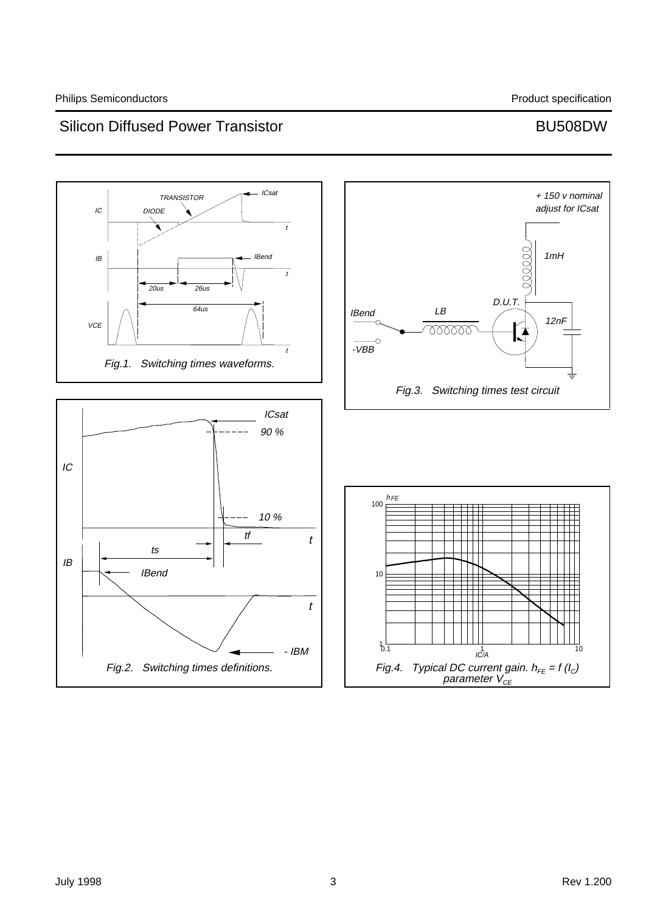Fig.1. Switching times waveforms.

Fig.2. Switching times definitions.

Fig.3. Switching times test circuit

Fig.4. Typical DC current gain. $h_{FE} = f(I_C)$ parameter $V_{CE}$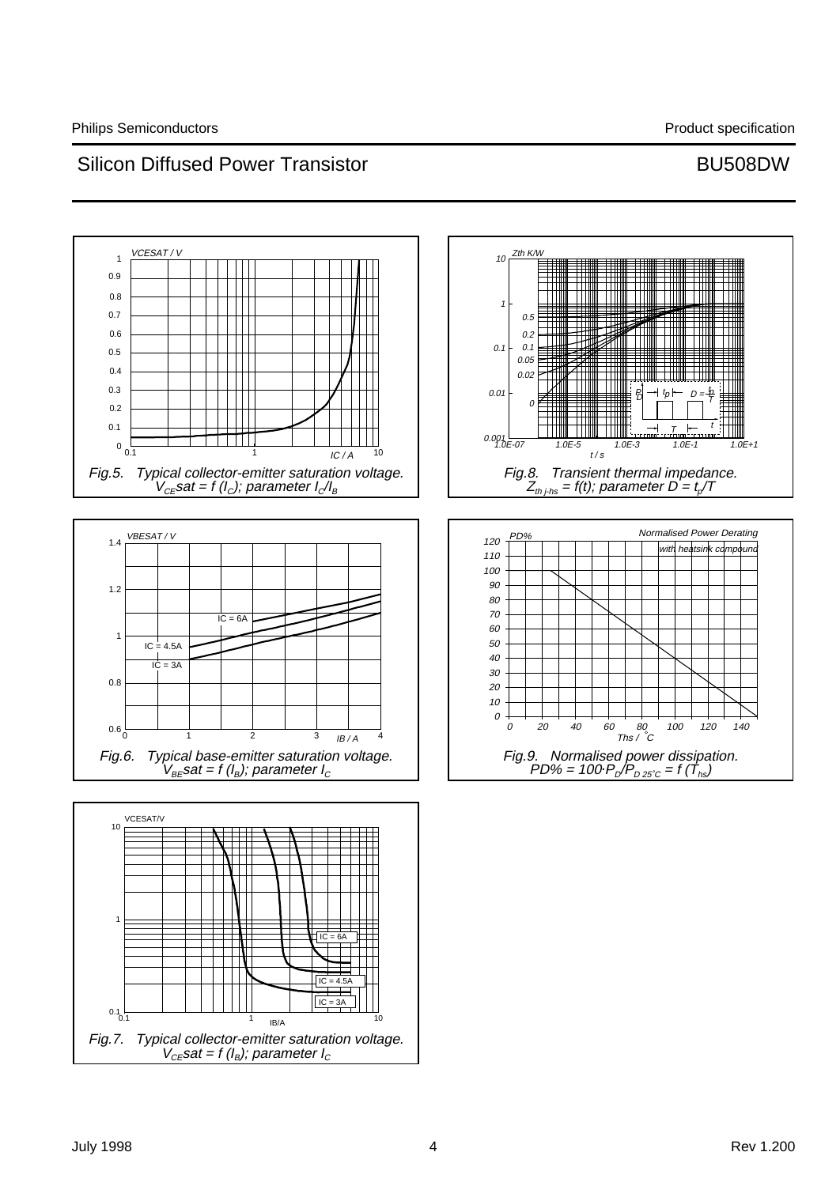Fig.5. Typical collector-emitter saturation voltage. $V_{CE}sat = f(I_C)$; parameter $I_C/I_B$

Fig.8. Transient thermal impedance. $Z_{th\,j\text{-}hs} = f(t)$; parameter $D = t_p/T$

Fig.6. Typical base-emitter saturation voltage. $V_{BE}sat = f(I_B)$; parameter $I_C$

Fig.9. Normalised power dissipation. $PD\% = 100 \cdot P_D/P_{D\,25^{\circ}C} = f(T_{hs})$

Fig.7. Typical collector-emitter saturation voltage. $V_{CE}sat = f(I_B)$; parameter $I_C$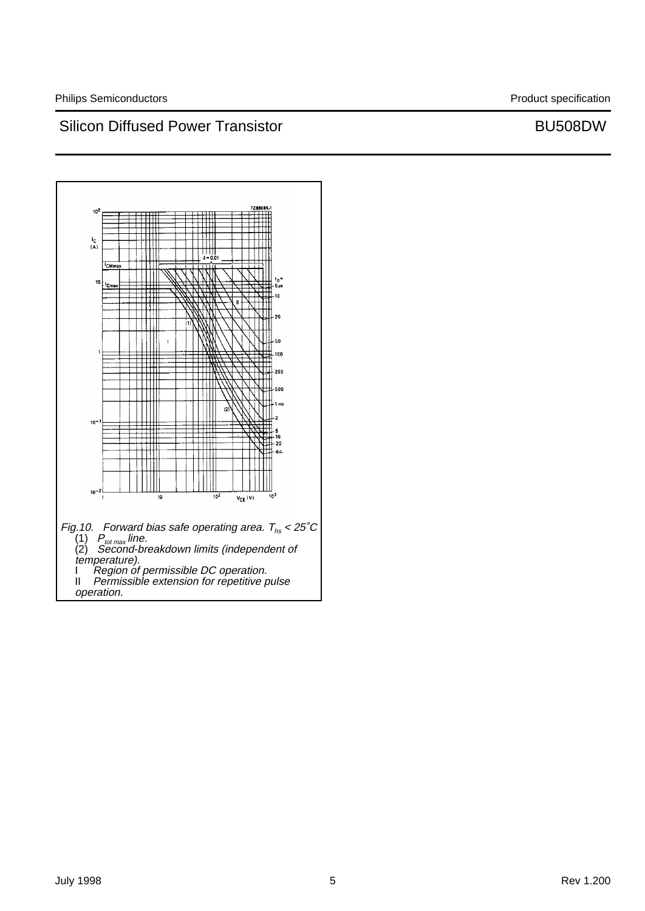Fig.10. Forward bias safe operating area. $T_{hs} < 25˚C$
(1) $P_{tot\,max}$ line.
(2) Second-breakdown limits (independent of temperature).
I Region of permissible DC operation.
II Permissible extension for repetitive pulse operation.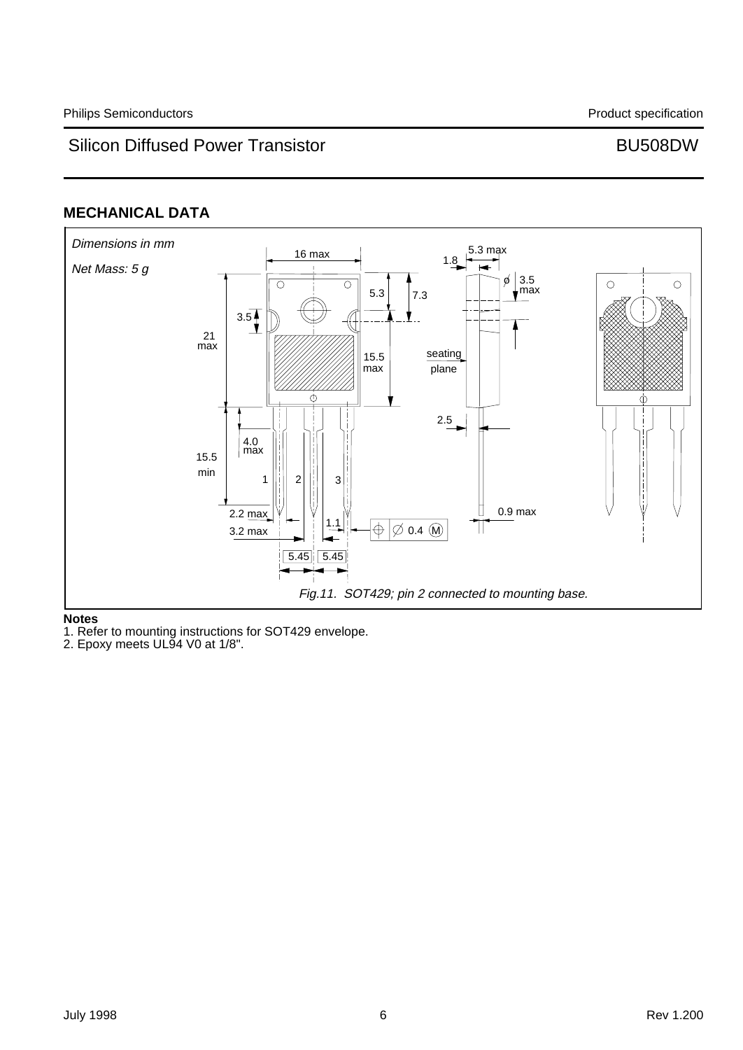## MECHANICAL DATA

*Dimensions in mm*

*Net Mass: 5 g*

*Fig.11. SOT429; pin 2 connected to mounting base.*

**Notes**

1. Refer to mounting instructions for SOT429 envelope.
2. Epoxy meets UL94 V0 at 1/8".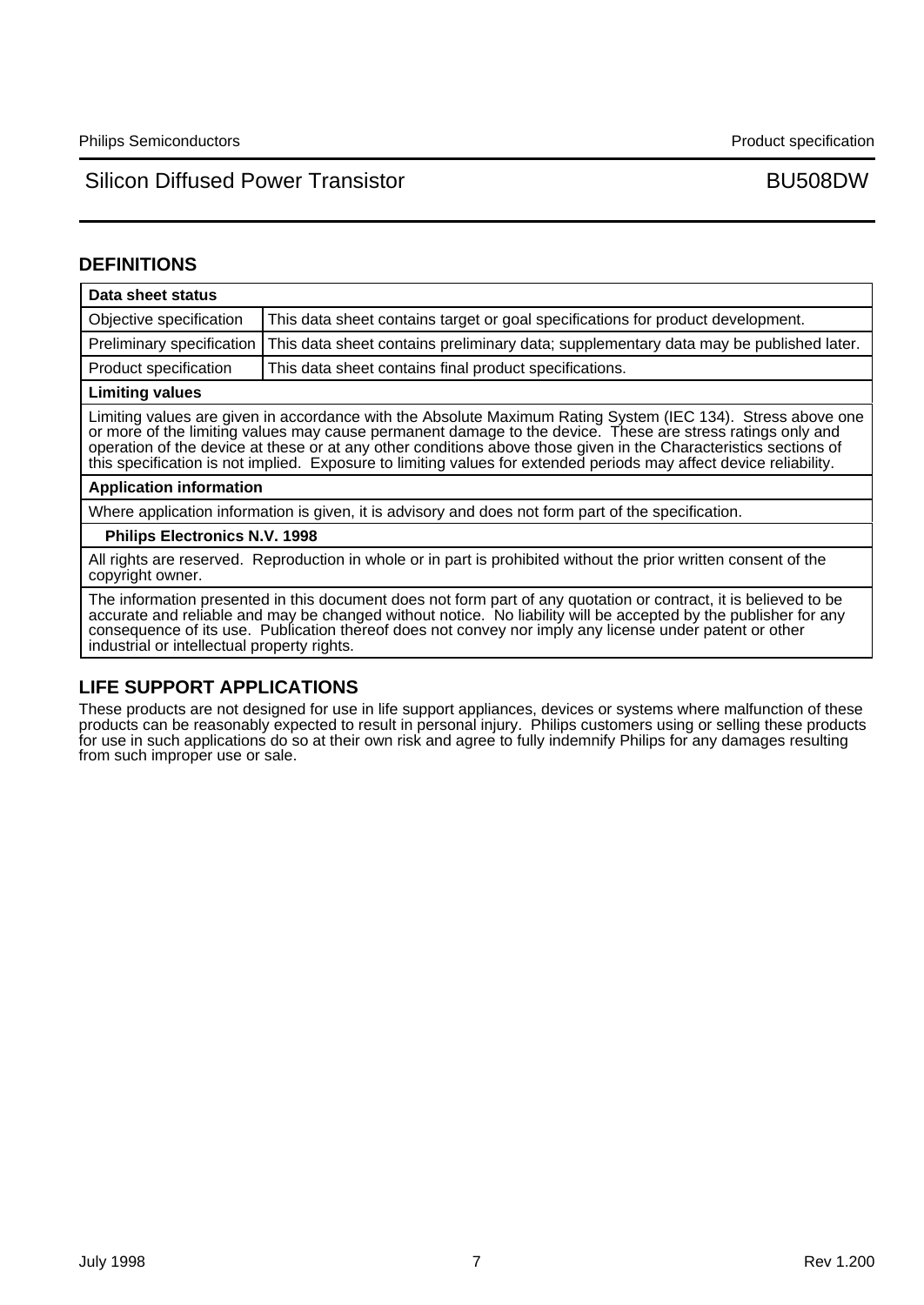## DEFINITIONS

| Data sheet status | |
|---|---|
| Objective specification | This data sheet contains target or goal specifications for product development. |
| Preliminary specification | This data sheet contains preliminary data; supplementary data may be published later. |
| Product specification | This data sheet contains final product specifications. |
| **Limiting values** | |
| Limiting values are given in accordance with the Absolute Maximum Rating System (IEC 134). Stress above one or more of the limiting values may cause permanent damage to the device. These are stress ratings only and operation of the device at these or at any other conditions above those given in the Characteristics sections of this specification is not implied. Exposure to limiting values for extended periods may affect device reliability. | |
| **Application information** | |
| Where application information is given, it is advisory and does not form part of the specification. | |
| **Philips Electronics N.V. 1998** | |
| All rights are reserved. Reproduction in whole or in part is prohibited without the prior written consent of the copyright owner. | |
| The information presented in this document does not form part of any quotation or contract, it is believed to be accurate and reliable and may be changed without notice. No liability will be accepted by the publisher for any consequence of its use. Publication thereof does not convey nor imply any license under patent or other industrial or intellectual property rights. | |

## LIFE SUPPORT APPLICATIONS

These products are not designed for use in life support appliances, devices or systems where malfunction of these products can be reasonably expected to result in personal injury. Philips customers using or selling these products for use in such applications do so at their own risk and agree to fully indemnify Philips for any damages resulting from such improper use or sale.